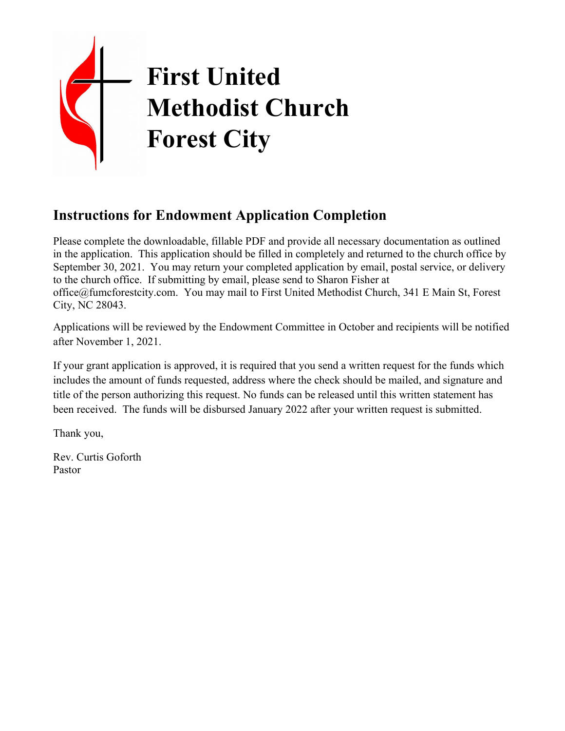# First United Methodist Church Forest City

## Instructions for Endowment Application Completion

Please complete the downloadable, fillable PDF and provide all necessary documentation as outlined in the application. This application should be filled in completely and returned to the church office by September 30, 2021. You may return your completed application by email, postal service, or delivery to the church office. If submitting by email, please send to Sharon Fisher at office@fumcforestcity.com. You may mail to First United Methodist Church, 341 E Main St, Forest City, NC 28043.

Applications will be reviewed by the Endowment Committee in October and recipients will be notified after November 1, 2021.

If your grant application is approved, it is required that you send a written request for the funds which includes the amount of funds requested, address where the check should be mailed, and signature and title of the person authorizing this request. No funds can be released until this written statement has been received. The funds will be disbursed January 2022 after your written request is submitted.

Thank you,

Rev. Curtis Goforth  
Pastor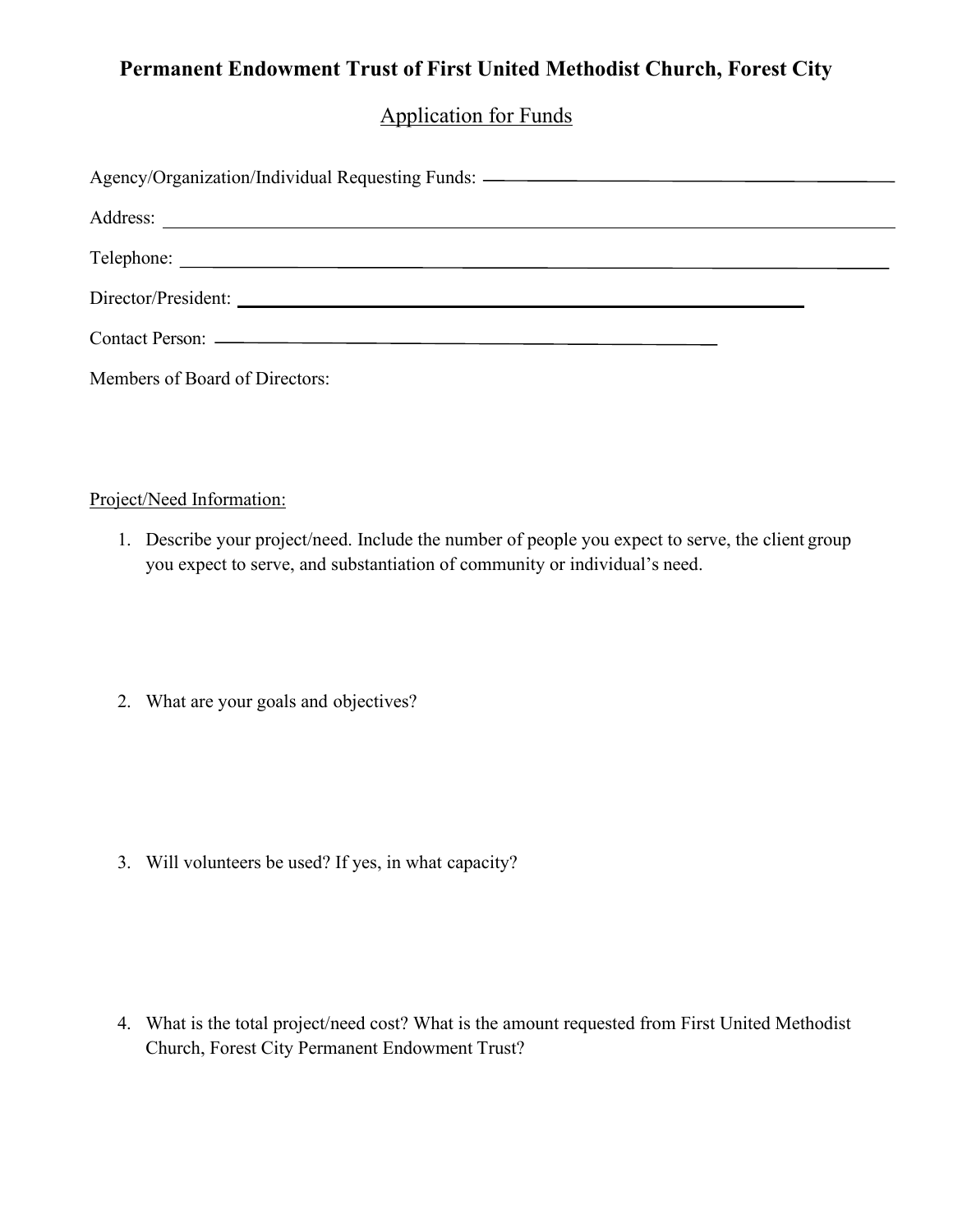# Permanent Endowment Trust of First United Methodist Church, Forest City

## Application for Funds

Agency/Organization/Individual Requesting Funds: ______________________________

Address: ______________________________

Telephone: ______________________________

Director/President: ______________________________

Contact Person: ______________________________

Members of Board of Directors:

Project/Need Information:

1. Describe your project/need. Include the number of people you expect to serve, the client group you expect to serve, and substantiation of community or individual's need.

2. What are your goals and objectives?

3. Will volunteers be used? If yes, in what capacity?

4. What is the total project/need cost? What is the amount requested from First United Methodist Church, Forest City Permanent Endowment Trust?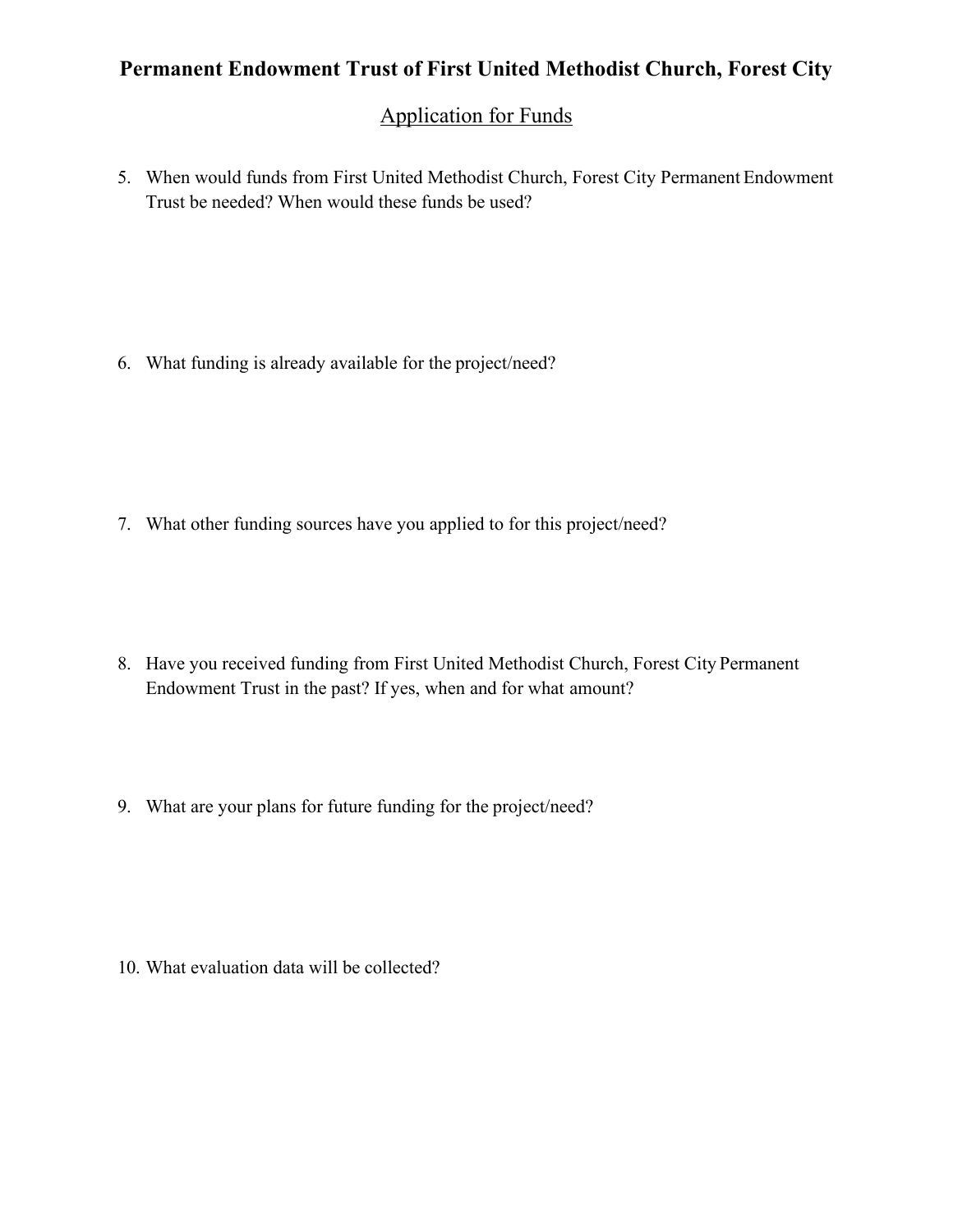# Permanent Endowment Trust of First United Methodist Church, Forest City

## Application for Funds

5. When would funds from First United Methodist Church, Forest City Permanent Endowment Trust be needed? When would these funds be used?

6. What funding is already available for the project/need?

7. What other funding sources have you applied to for this project/need?

8. Have you received funding from First United Methodist Church, Forest City Permanent Endowment Trust in the past? If yes, when and for what amount?

9. What are your plans for future funding for the project/need?

10. What evaluation data will be collected?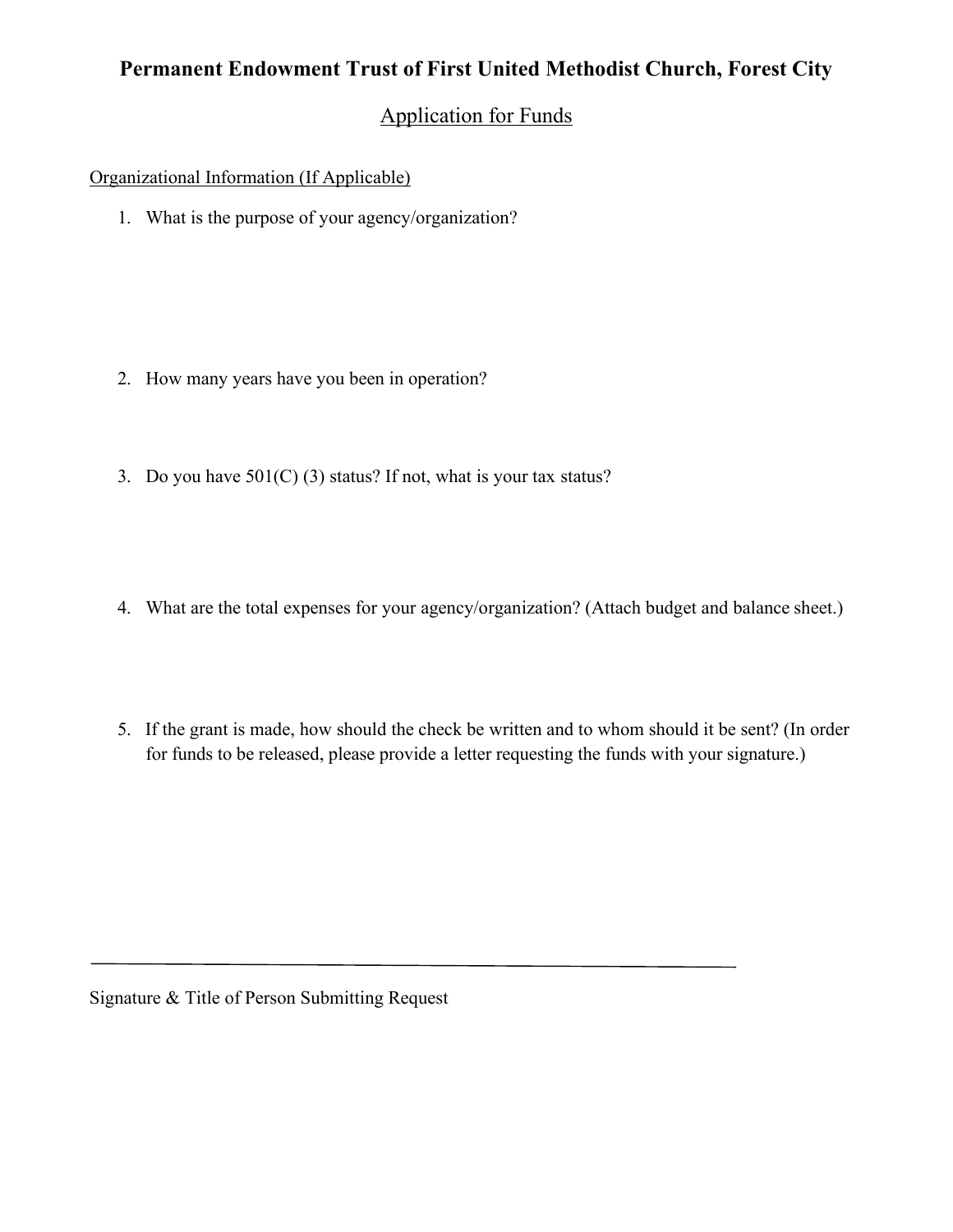**Permanent Endowment Trust of First United Methodist Church, Forest City**

Application for Funds

Organizational Information (If Applicable)

1. What is the purpose of your agency/organization?

2. How many years have you been in operation?

3. Do you have 501(C) (3) status? If not, what is your tax status?

4. What are the total expenses for your agency/organization? (Attach budget and balance sheet.)

5. If the grant is made, how should the check be written and to whom should it be sent? (In order for funds to be released, please provide a letter requesting the funds with your signature.)

\_\_\_\_\_\_\_\_\_\_\_\_\_\_\_\_\_\_\_\_\_\_\_\_\_\_\_\_\_\_\_\_\_\_\_\_\_\_\_\_\_\_\_\_\_\_\_\_\_\_\_\_\_\_\_\_

Signature & Title of Person Submitting Request